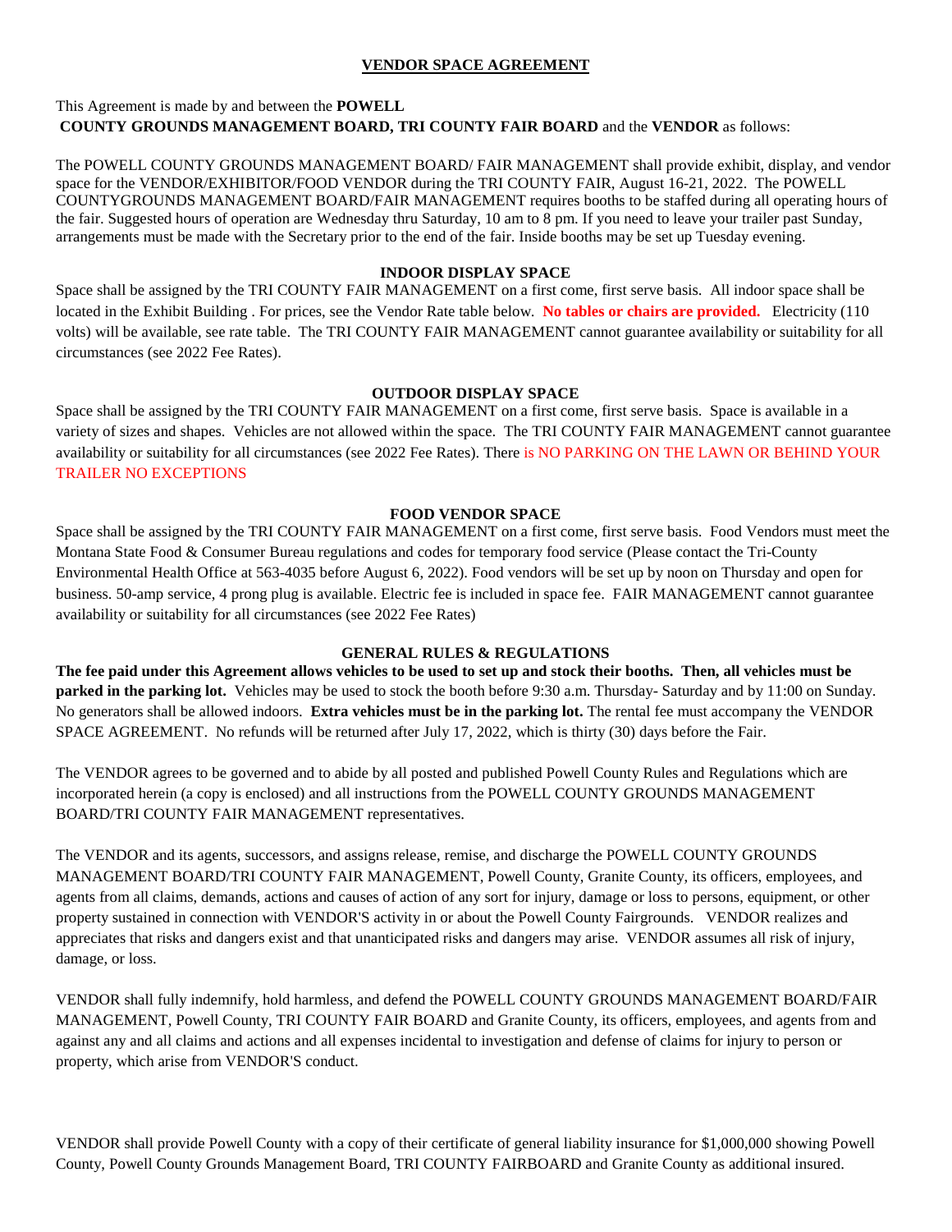# VENDOR SPACE AGREEMENT

This Agreement is made by and between the **POWELL COUNTY GROUNDS MANAGEMENT BOARD, TRI COUNTY FAIR BOARD** and the **VENDOR** as follows:

The POWELL COUNTY GROUNDS MANAGEMENT BOARD/ FAIR MANAGEMENT shall provide exhibit, display, and vendor space for the VENDOR/EXHIBITOR/FOOD VENDOR during the TRI COUNTY FAIR, August 16-21, 2022. The POWELL COUNTYGROUNDS MANAGEMENT BOARD/FAIR MANAGEMENT requires booths to be staffed during all operating hours of the fair. Suggested hours of operation are Wednesday thru Saturday, 10 am to 8 pm. If you need to leave your trailer past Sunday, arrangements must be made with the Secretary prior to the end of the fair. Inside booths may be set up Tuesday evening.

## INDOOR DISPLAY SPACE

Space shall be assigned by the TRI COUNTY FAIR MANAGEMENT on a first come, first serve basis. All indoor space shall be located in the Exhibit Building . For prices, see the Vendor Rate table below. **No tables or chairs are provided.** Electricity (110 volts) will be available, see rate table. The TRI COUNTY FAIR MANAGEMENT cannot guarantee availability or suitability for all circumstances (see 2022 Fee Rates).

## OUTDOOR DISPLAY SPACE

Space shall be assigned by the TRI COUNTY FAIR MANAGEMENT on a first come, first serve basis. Space is available in a variety of sizes and shapes. Vehicles are not allowed within the space. The TRI COUNTY FAIR MANAGEMENT cannot guarantee availability or suitability for all circumstances (see 2022 Fee Rates). There is NO PARKING ON THE LAWN OR BEHIND YOUR TRAILER NO EXCEPTIONS

## FOOD VENDOR SPACE

Space shall be assigned by the TRI COUNTY FAIR MANAGEMENT on a first come, first serve basis. Food Vendors must meet the Montana State Food & Consumer Bureau regulations and codes for temporary food service (Please contact the Tri-County Environmental Health Office at 563-4035 before August 6, 2022). Food vendors will be set up by noon on Thursday and open for business. 50-amp service, 4 prong plug is available. Electric fee is included in space fee. FAIR MANAGEMENT cannot guarantee availability or suitability for all circumstances (see 2022 Fee Rates)

## GENERAL RULES & REGULATIONS

**The fee paid under this Agreement allows vehicles to be used to set up and stock their booths. Then, all vehicles must be parked in the parking lot.** Vehicles may be used to stock the booth before 9:30 a.m. Thursday- Saturday and by 11:00 on Sunday. No generators shall be allowed indoors. **Extra vehicles must be in the parking lot.** The rental fee must accompany the VENDOR SPACE AGREEMENT. No refunds will be returned after July 17, 2022, which is thirty (30) days before the Fair.

The VENDOR agrees to be governed and to abide by all posted and published Powell County Rules and Regulations which are incorporated herein (a copy is enclosed) and all instructions from the POWELL COUNTY GROUNDS MANAGEMENT BOARD/TRI COUNTY FAIR MANAGEMENT representatives.

The VENDOR and its agents, successors, and assigns release, remise, and discharge the POWELL COUNTY GROUNDS MANAGEMENT BOARD/TRI COUNTY FAIR MANAGEMENT, Powell County, Granite County, its officers, employees, and agents from all claims, demands, actions and causes of action of any sort for injury, damage or loss to persons, equipment, or other property sustained in connection with VENDOR'S activity in or about the Powell County Fairgrounds. VENDOR realizes and appreciates that risks and dangers exist and that unanticipated risks and dangers may arise. VENDOR assumes all risk of injury, damage, or loss.

VENDOR shall fully indemnify, hold harmless, and defend the POWELL COUNTY GROUNDS MANAGEMENT BOARD/FAIR MANAGEMENT, Powell County, TRI COUNTY FAIR BOARD and Granite County, its officers, employees, and agents from and against any and all claims and actions and all expenses incidental to investigation and defense of claims for injury to person or property, which arise from VENDOR'S conduct.

VENDOR shall provide Powell County with a copy of their certificate of general liability insurance for $1,000,000 showing Powell County, Powell County Grounds Management Board, TRI COUNTY FAIRBOARD and Granite County as additional insured.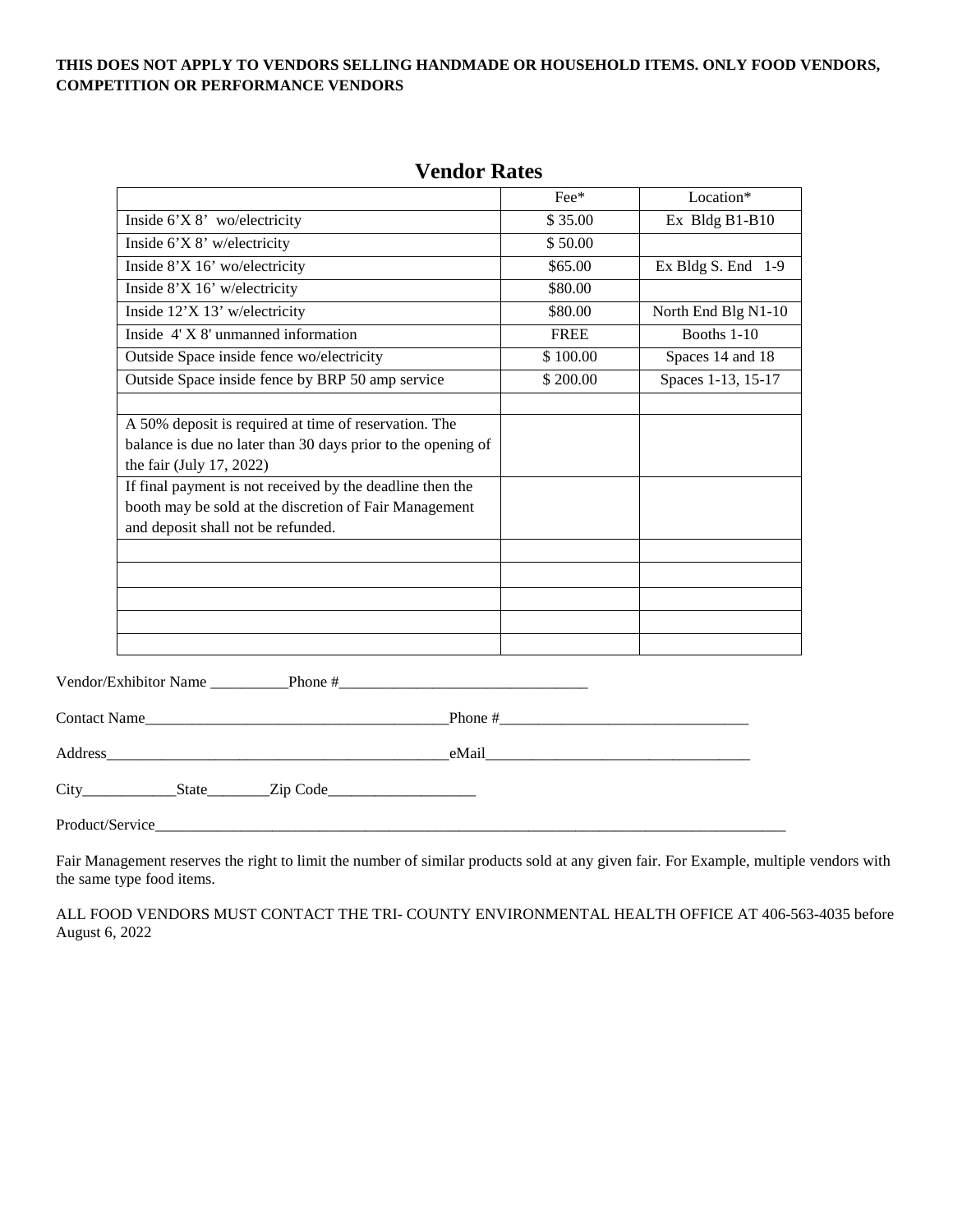**THIS DOES NOT APPLY TO VENDORS SELLING HANDMADE OR HOUSEHOLD ITEMS. ONLY FOOD VENDORS, COMPETITION OR PERFORMANCE VENDORS**

## Vendor Rates

| | Fee* | Location* |
|---|---|---|
| Inside 6'X 8' wo/electricity | $ 35.00 | Ex Bldg B1-B10 |
| Inside 6'X 8' w/electricity | $ 50.00 | |
| Inside 8'X 16' wo/electricity | $65.00 | Ex Bldg S. End 1-9 |
| Inside 8'X 16' w/electricity | $80.00 | |
| Inside 12'X 13' w/electricity | $80.00 | North End Blg N1-10 |
| Inside 4' X 8' unmanned information | FREE | Booths 1-10 |
| Outside Space inside fence wo/electricity | $ 100.00 | Spaces 14 and 18 |
| Outside Space inside fence by BRP 50 amp service | $ 200.00 | Spaces 1-13, 15-17 |
| | | |
| A 50% deposit is required at time of reservation. The balance is due no later than 30 days prior to the opening of the fair (July 17, 2022) | | |
| If final payment is not received by the deadline then the booth may be sold at the discretion of Fair Management and deposit shall not be refunded. | | |
| | | |
| | | |
| | | |
| | | |
| | | |

Vendor/Exhibitor Name __________Phone #_________________________________

Contact Name_________________________________________Phone #_________________________________

Address_____________________________________________eMail___________________________________

City____________State________Zip Code___________________

Product/Service________________________________________________________________________________________

Fair Management reserves the right to limit the number of similar products sold at any given fair. For Example, multiple vendors with the same type food items.

ALL FOOD VENDORS MUST CONTACT THE TRI- COUNTY ENVIRONMENTAL HEALTH OFFICE AT 406-563-4035 before August 6, 2022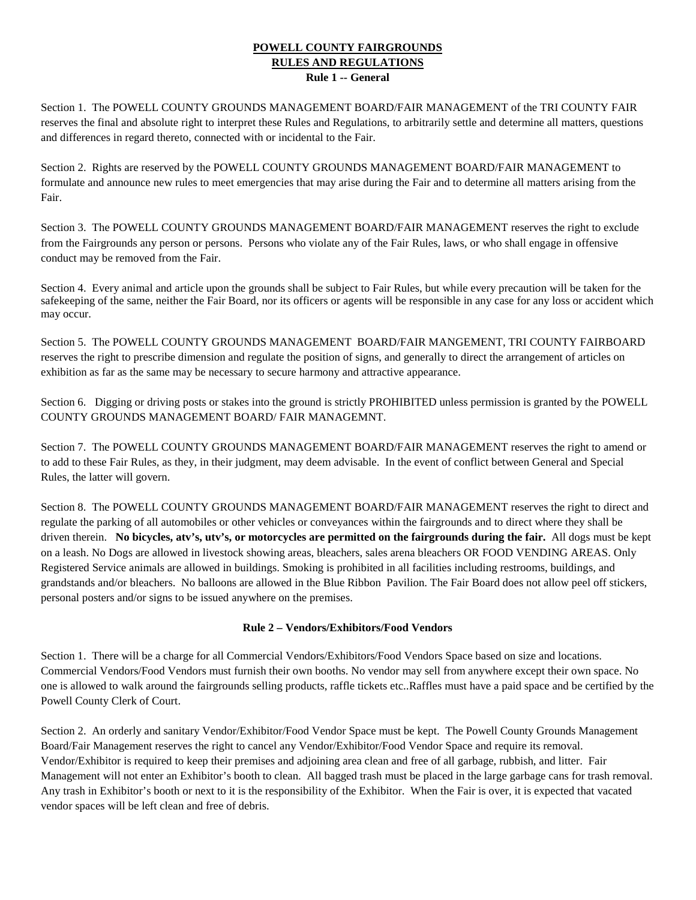# POWELL COUNTY FAIRGROUNDS
## RULES AND REGULATIONS
### Rule 1 -- General

Section 1. The POWELL COUNTY GROUNDS MANAGEMENT BOARD/FAIR MANAGEMENT of the TRI COUNTY FAIR reserves the final and absolute right to interpret these Rules and Regulations, to arbitrarily settle and determine all matters, questions and differences in regard thereto, connected with or incidental to the Fair.

Section 2. Rights are reserved by the POWELL COUNTY GROUNDS MANAGEMENT BOARD/FAIR MANAGEMENT to formulate and announce new rules to meet emergencies that may arise during the Fair and to determine all matters arising from the Fair.

Section 3. The POWELL COUNTY GROUNDS MANAGEMENT BOARD/FAIR MANAGEMENT reserves the right to exclude from the Fairgrounds any person or persons. Persons who violate any of the Fair Rules, laws, or who shall engage in offensive conduct may be removed from the Fair.

Section 4. Every animal and article upon the grounds shall be subject to Fair Rules, but while every precaution will be taken for the safekeeping of the same, neither the Fair Board, nor its officers or agents will be responsible in any case for any loss or accident which may occur.

Section 5. The POWELL COUNTY GROUNDS MANAGEMENT BOARD/FAIR MANGEMENT, TRI COUNTY FAIRBOARD reserves the right to prescribe dimension and regulate the position of signs, and generally to direct the arrangement of articles on exhibition as far as the same may be necessary to secure harmony and attractive appearance.

Section 6. Digging or driving posts or stakes into the ground is strictly PROHIBITED unless permission is granted by the POWELL COUNTY GROUNDS MANAGEMENT BOARD/ FAIR MANAGEMNT.

Section 7. The POWELL COUNTY GROUNDS MANAGEMENT BOARD/FAIR MANAGEMENT reserves the right to amend or to add to these Fair Rules, as they, in their judgment, may deem advisable. In the event of conflict between General and Special Rules, the latter will govern.

Section 8. The POWELL COUNTY GROUNDS MANAGEMENT BOARD/FAIR MANAGEMENT reserves the right to direct and regulate the parking of all automobiles or other vehicles or conveyances within the fairgrounds and to direct where they shall be driven therein. **No bicycles, atv's, utv's, or motorcycles are permitted on the fairgrounds during the fair.** All dogs must be kept on a leash. No Dogs are allowed in livestock showing areas, bleachers, sales arena bleachers OR FOOD VENDING AREAS. Only Registered Service animals are allowed in buildings. Smoking is prohibited in all facilities including restrooms, buildings, and grandstands and/or bleachers. No balloons are allowed in the Blue Ribbon Pavilion. The Fair Board does not allow peel off stickers, personal posters and/or signs to be issued anywhere on the premises.

### Rule 2 – Vendors/Exhibitors/Food Vendors

Section 1. There will be a charge for all Commercial Vendors/Exhibitors/Food Vendors Space based on size and locations. Commercial Vendors/Food Vendors must furnish their own booths. No vendor may sell from anywhere except their own space. No one is allowed to walk around the fairgrounds selling products, raffle tickets etc..Raffles must have a paid space and be certified by the Powell County Clerk of Court.

Section 2. An orderly and sanitary Vendor/Exhibitor/Food Vendor Space must be kept. The Powell County Grounds Management Board/Fair Management reserves the right to cancel any Vendor/Exhibitor/Food Vendor Space and require its removal. Vendor/Exhibitor is required to keep their premises and adjoining area clean and free of all garbage, rubbish, and litter. Fair Management will not enter an Exhibitor's booth to clean. All bagged trash must be placed in the large garbage cans for trash removal. Any trash in Exhibitor's booth or next to it is the responsibility of the Exhibitor. When the Fair is over, it is expected that vacated vendor spaces will be left clean and free of debris.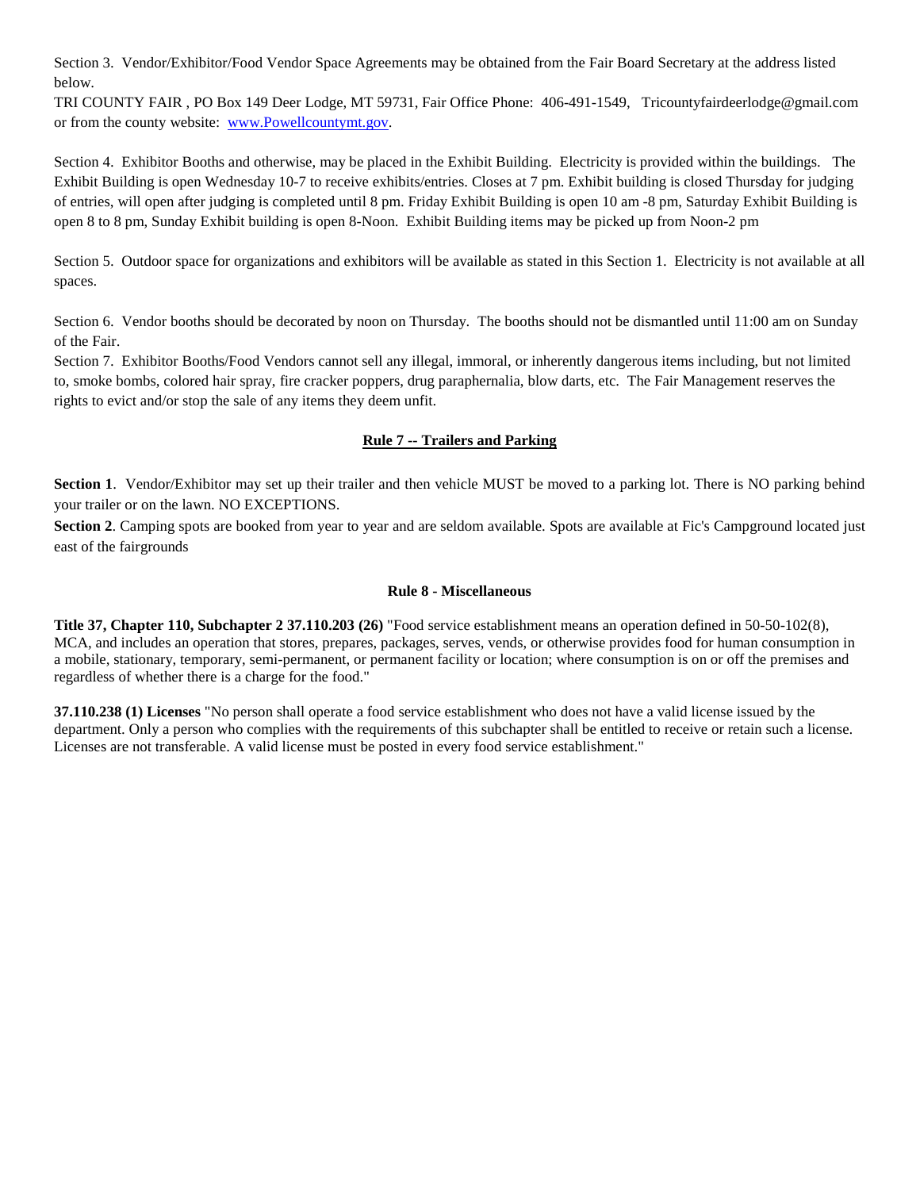Section 3. Vendor/Exhibitor/Food Vendor Space Agreements may be obtained from the Fair Board Secretary at the address listed below.
TRI COUNTY FAIR , PO Box 149 Deer Lodge, MT 59731, Fair Office Phone: 406-491-1549, Tricountyfairdeerlodge@gmail.com or from the county website: [www.Powellcountymt.gov](http://www.Powellcountymt.gov).

Section 4. Exhibitor Booths and otherwise, may be placed in the Exhibit Building. Electricity is provided within the buildings. The Exhibit Building is open Wednesday 10-7 to receive exhibits/entries. Closes at 7 pm. Exhibit building is closed Thursday for judging of entries, will open after judging is completed until 8 pm. Friday Exhibit Building is open 10 am -8 pm, Saturday Exhibit Building is open 8 to 8 pm, Sunday Exhibit building is open 8-Noon. Exhibit Building items may be picked up from Noon-2 pm

Section 5. Outdoor space for organizations and exhibitors will be available as stated in this Section 1. Electricity is not available at all spaces.

Section 6. Vendor booths should be decorated by noon on Thursday. The booths should not be dismantled until 11:00 am on Sunday of the Fair.
Section 7. Exhibitor Booths/Food Vendors cannot sell any illegal, immoral, or inherently dangerous items including, but not limited to, smoke bombs, colored hair spray, fire cracker poppers, drug paraphernalia, blow darts, etc. The Fair Management reserves the rights to evict and/or stop the sale of any items they deem unfit.

## Rule 7 -- Trailers and Parking

**Section 1**. Vendor/Exhibitor may set up their trailer and then vehicle MUST be moved to a parking lot. There is NO parking behind your trailer or on the lawn. NO EXCEPTIONS.
**Section 2**. Camping spots are booked from year to year and are seldom available. Spots are available at Fic's Campground located just east of the fairgrounds

## Rule 8 - Miscellaneous

**Title 37, Chapter 110, Subchapter 2 37.110.203 (26)** "Food service establishment means an operation defined in 50-50-102(8), MCA, and includes an operation that stores, prepares, packages, serves, vends, or otherwise provides food for human consumption in a mobile, stationary, temporary, semi-permanent, or permanent facility or location; where consumption is on or off the premises and regardless of whether there is a charge for the food."

**37.110.238 (1) Licenses** "No person shall operate a food service establishment who does not have a valid license issued by the department. Only a person who complies with the requirements of this subchapter shall be entitled to receive or retain such a license. Licenses are not transferable. A valid license must be posted in every food service establishment."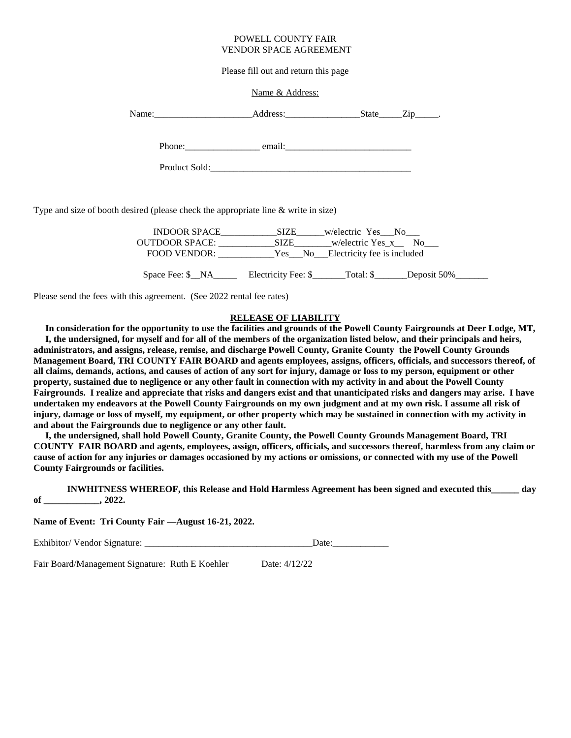POWELL COUNTY FAIR
VENDOR SPACE AGREEMENT

Please fill out and return this page

Name & Address:

Name:_____________________Address:________________State_____Zip_____.

Phone:________________ email:___________________________

Product Sold:_____________________________________________

Type and size of booth desired (please check the appropriate line & write in size)

INDOOR SPACE____________SIZE______w/electric Yes___No___
OUTDOOR SPACE: ____________SIZE________w/electric Yes_x__ No___
FOOD VENDOR: ____________Yes___No___Electricity fee is included

Space Fee: $__NA_____ Electricity Fee: $_______Total: $_______Deposit 50%_______

Please send the fees with this agreement. (See 2022 rental fee rates)

**RELEASE OF LIABILITY**

**In consideration for the opportunity to use the facilities and grounds of the Powell County Fairgrounds at Deer Lodge, MT, I, the undersigned, for myself and for all of the members of the organization listed below, and their principals and heirs, administrators, and assigns, release, remise, and discharge Powell County, Granite County the Powell County Grounds Management Board, TRI COUNTY FAIR BOARD and agents employees, assigns, officers, officials, and successors thereof, of all claims, demands, actions, and causes of action of any sort for injury, damage or loss to my person, equipment or other property, sustained due to negligence or any other fault in connection with my activity in and about the Powell County Fairgrounds. I realize and appreciate that risks and dangers exist and that unanticipated risks and dangers may arise. I have undertaken my endeavors at the Powell County Fairgrounds on my own judgment and at my own risk. I assume all risk of injury, damage or loss of myself, my equipment, or other property which may be sustained in connection with my activity in and about the Fairgrounds due to negligence or any other fault.**

**I, the undersigned, shall hold Powell County, Granite County, the Powell County Grounds Management Board, TRI COUNTY FAIR BOARD and agents, employees, assign, officers, officials, and successors thereof, harmless from any claim or cause of action for any injuries or damages occasioned by my actions or omissions, or connected with my use of the Powell County Fairgrounds or facilities.**

**INWHITNESS WHEREOF, this Release and Hold Harmless Agreement has been signed and executed this______ day of ____________, 2022.**

**Name of Event: Tri County Fair —August 16-21, 2022.**

Exhibitor/ Vendor Signature: ____________________________________Date:____________

Fair Board/Management Signature: Ruth E Koehler Date: 4/12/22